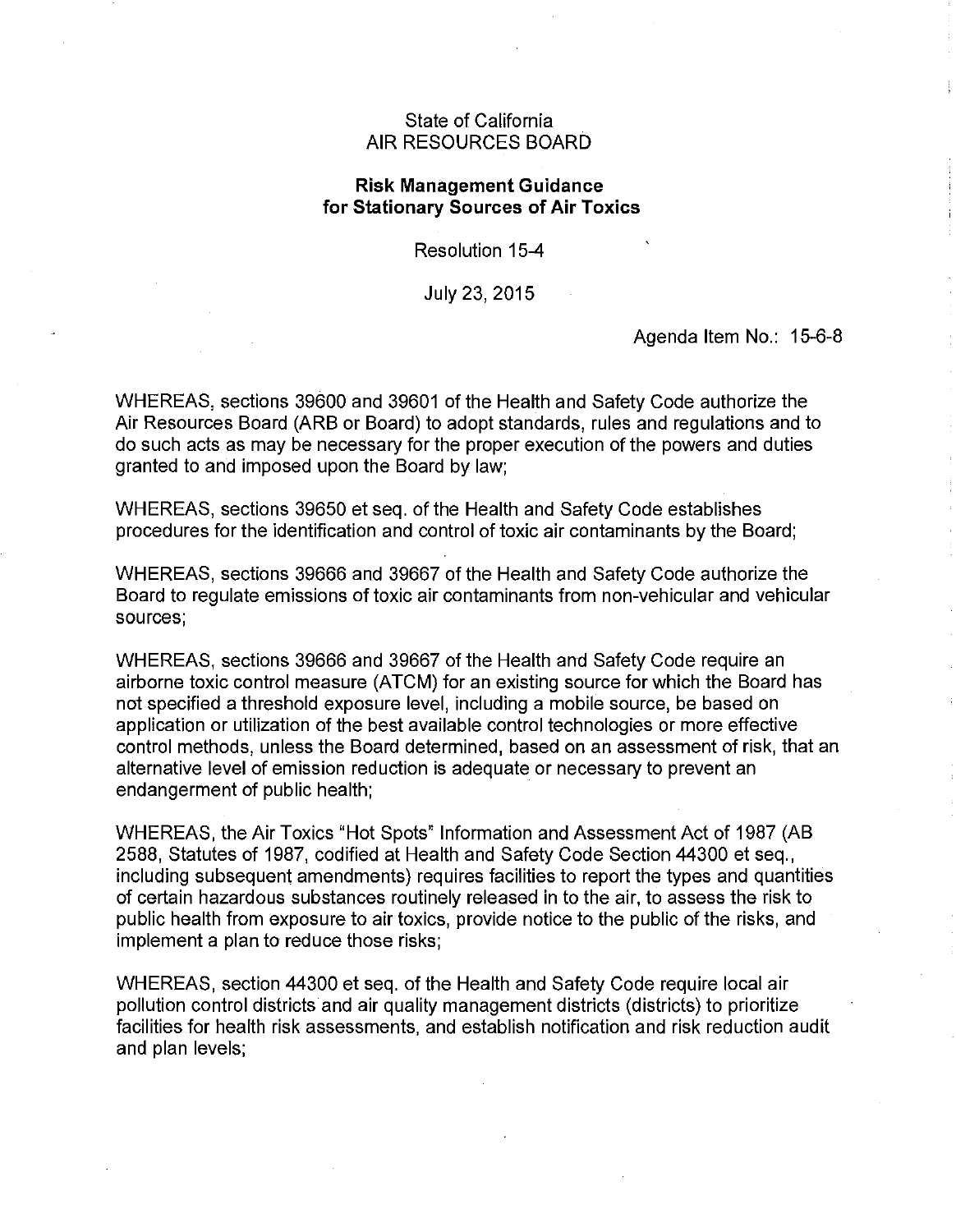State of California
AIR RESOURCES BOARD

**Risk Management Guidance for Stationary Sources of Air Toxics**

Resolution 15-4

July 23, 2015

Agenda Item No.: 15-6-8

WHEREAS, sections 39600 and 39601 of the Health and Safety Code authorize the Air Resources Board (ARB or Board) to adopt standards, rules and regulations and to do such acts as may be necessary for the proper execution of the powers and duties granted to and imposed upon the Board by law;

WHEREAS, sections 39650 et seq. of the Health and Safety Code establishes procedures for the identification and control of toxic air contaminants by the Board;

WHEREAS, sections 39666 and 39667 of the Health and Safety Code authorize the Board to regulate emissions of toxic air contaminants from non-vehicular and vehicular sources;

WHEREAS, sections 39666 and 39667 of the Health and Safety Code require an airborne toxic control measure (ATCM) for an existing source for which the Board has not specified a threshold exposure level, including a mobile source, be based on application or utilization of the best available control technologies or more effective control methods, unless the Board determined, based on an assessment of risk, that an alternative level of emission reduction is adequate or necessary to prevent an endangerment of public health;

WHEREAS, the Air Toxics "Hot Spots" Information and Assessment Act of 1987 (AB 2588, Statutes of 1987, codified at Health and Safety Code Section 44300 et seq., including subsequent amendments) requires facilities to report the types and quantities of certain hazardous substances routinely released in to the air, to assess the risk to public health from exposure to air toxics, provide notice to the public of the risks, and implement a plan to reduce those risks;

WHEREAS, section 44300 et seq. of the Health and Safety Code require local air pollution control districts and air quality management districts (districts) to prioritize facilities for health risk assessments, and establish notification and risk reduction audit and plan levels;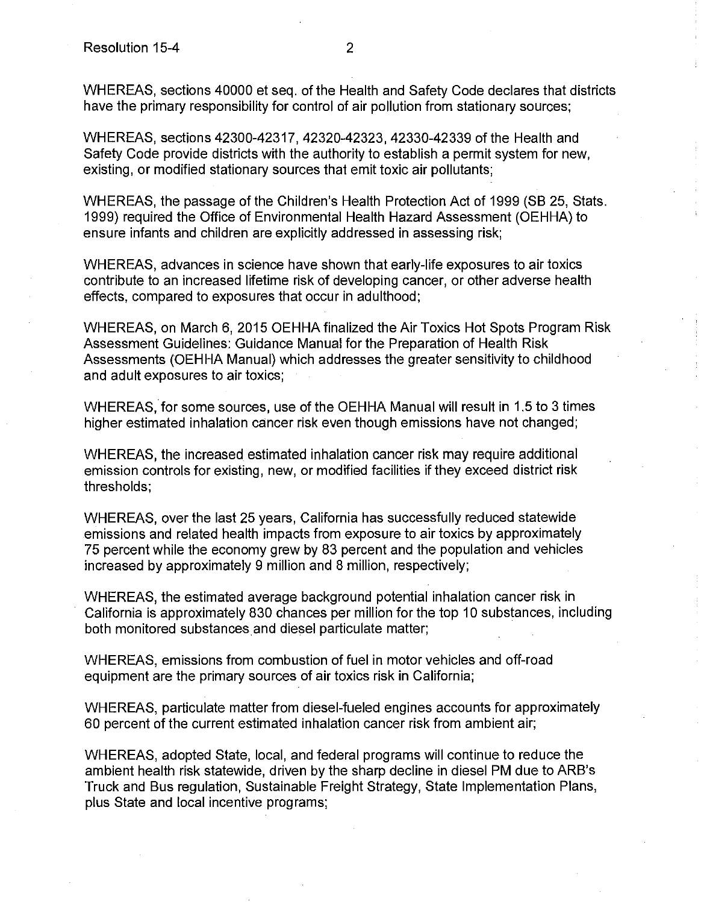WHEREAS, sections 40000 et seq. of the Health and Safety Code declares that districts have the primary responsibility for control of air pollution from stationary sources;

WHEREAS, sections 42300-42317, 42320-42323, 42330-42339 of the Health and Safety Code provide districts with the authority to establish a permit system for new, existing, or modified stationary sources that emit toxic air pollutants;

WHEREAS, the passage of the Children's Health Protection Act of 1999 (SB 25, Stats. 1999) required the Office of Environmental Health Hazard Assessment (OEHHA) to ensure infants and children are explicitly addressed in assessing risk;

WHEREAS, advances in science have shown that early-life exposures to air toxics contribute to an increased lifetime risk of developing cancer, or other adverse health effects, compared to exposures that occur in adulthood;

WHEREAS, on March 6, 2015 OEHHA finalized the Air Toxics Hot Spots Program Risk Assessment Guidelines: Guidance Manual for the Preparation of Health Risk Assessments (OEHHA Manual) which addresses the greater sensitivity to childhood and adult exposures to air toxics;

WHEREAS, for some sources, use of the OEHHA Manual will result in 1.5 to 3 times higher estimated inhalation cancer risk even though emissions have not changed;

WHEREAS, the increased estimated inhalation cancer risk may require additional emission controls for existing, new, or modified facilities if they exceed district risk thresholds;

WHEREAS, over the last 25 years, California has successfully reduced statewide emissions and related health impacts from exposure to air toxics by approximately 75 percent while the economy grew by 83 percent and the population and vehicles increased by approximately 9 million and 8 million, respectively;

WHEREAS, the estimated average background potential inhalation cancer risk in California is approximately 830 chances per million for the top 10 substances, including both monitored substances and diesel particulate matter;

WHEREAS, emissions from combustion of fuel in motor vehicles and off-road equipment are the primary sources of air toxics risk in California;

WHEREAS, particulate matter from diesel-fueled engines accounts for approximately 60 percent of the current estimated inhalation cancer risk from ambient air;

WHEREAS, adopted State, local, and federal programs will continue to reduce the ambient health risk statewide, driven by the sharp decline in diesel PM due to ARB's Truck and Bus regulation, Sustainable Freight Strategy, State Implementation Plans, plus State and local incentive programs;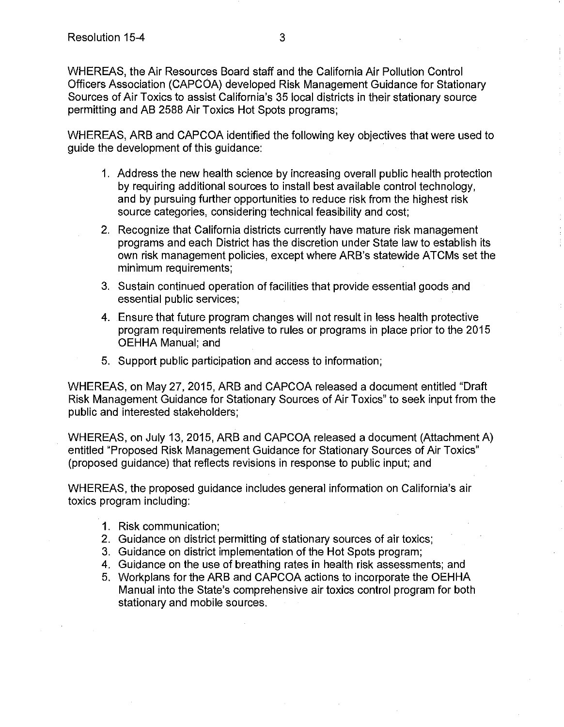WHEREAS, the Air Resources Board staff and the California Air Pollution Control Officers Association (CAPCOA) developed Risk Management Guidance for Stationary Sources of Air Toxics to assist California's 35 local districts in their stationary source permitting and AB 2588 Air Toxics Hot Spots programs;

WHEREAS, ARB and CAPCOA identified the following key objectives that were used to guide the development of this guidance:

1. Address the new health science by increasing overall public health protection by requiring additional sources to install best available control technology, and by pursuing further opportunities to reduce risk from the highest risk source categories, considering technical feasibility and cost;
2. Recognize that California districts currently have mature risk management programs and each District has the discretion under State law to establish its own risk management policies, except where ARB's statewide ATCMs set the minimum requirements;
3. Sustain continued operation of facilities that provide essential goods and essential public services;
4. Ensure that future program changes will not result in less health protective program requirements relative to rules or programs in place prior to the 2015 OEHHA Manual; and
5. Support public participation and access to information;

WHEREAS, on May 27, 2015, ARB and CAPCOA released a document entitled "Draft Risk Management Guidance for Stationary Sources of Air Toxics" to seek input from the public and interested stakeholders;

WHEREAS, on July 13, 2015, ARB and CAPCOA released a document (Attachment A) entitled "Proposed Risk Management Guidance for Stationary Sources of Air Toxics" (proposed guidance) that reflects revisions in response to public input; and

WHEREAS, the proposed guidance includes general information on California's air toxics program including:

1. Risk communication;
2. Guidance on district permitting of stationary sources of air toxics;
3. Guidance on district implementation of the Hot Spots program;
4. Guidance on the use of breathing rates in health risk assessments; and
5. Workplans for the ARB and CAPCOA actions to incorporate the OEHHA Manual into the State's comprehensive air toxics control program for both stationary and mobile sources.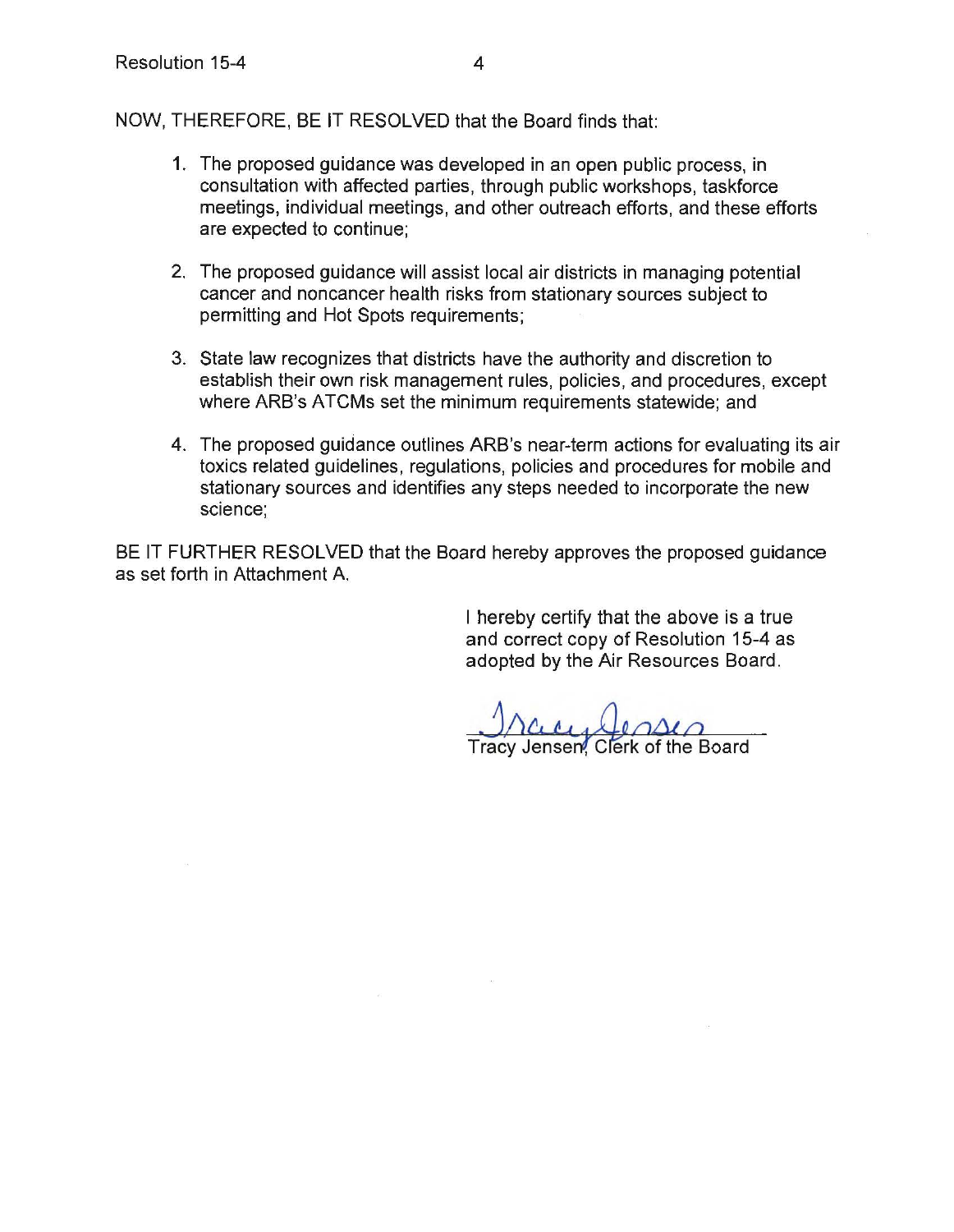NOW, THEREFORE, BE IT RESOLVED that the Board finds that:

1. The proposed guidance was developed in an open public process, in consultation with affected parties, through public workshops, taskforce meetings, individual meetings, and other outreach efforts, and these efforts are expected to continue;

2. The proposed guidance will assist local air districts in managing potential cancer and noncancer health risks from stationary sources subject to permitting and Hot Spots requirements;

3. State law recognizes that districts have the authority and discretion to establish their own risk management rules, policies, and procedures, except where ARB's ATCMs set the minimum requirements statewide; and

4. The proposed guidance outlines ARB's near-term actions for evaluating its air toxics related guidelines, regulations, policies and procedures for mobile and stationary sources and identifies any steps needed to incorporate the new science;

BE IT FURTHER RESOLVED that the Board hereby approves the proposed guidance as set forth in Attachment A.

I hereby certify that the above is a true and correct copy of Resolution 15-4 as adopted by the Air Resources Board.

Tracy Jensen

Tracy Jensen, Clerk of the Board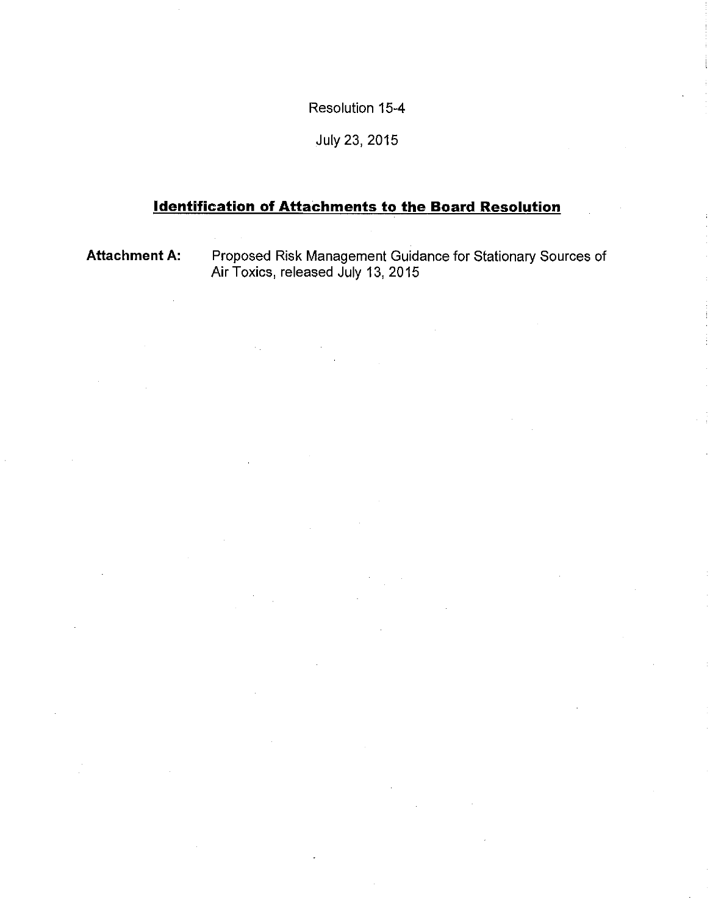Resolution 15-4

July 23, 2015

## Identification of Attachments to the Board Resolution

**Attachment A:** Proposed Risk Management Guidance for Stationary Sources of Air Toxics, released July 13, 2015